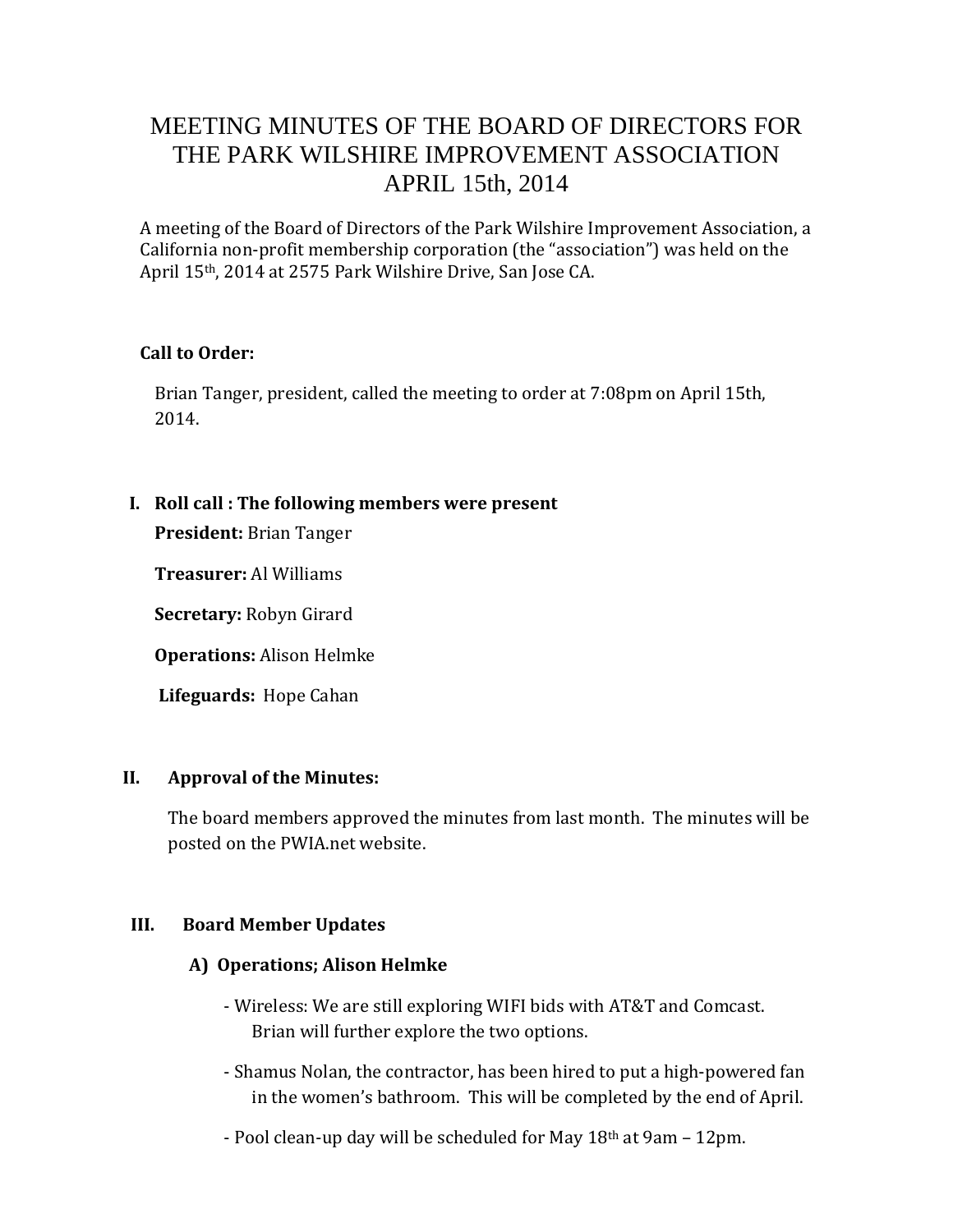# MEETING MINUTES OF THE BOARD OF DIRECTORS FOR THE PARK WILSHIRE IMPROVEMENT ASSOCIATION APRIL 15th, 2014

A meeting of the Board of Directors of the Park Wilshire Improvement Association, a California non-profit membership corporation (the "association") was held on the April 15th, 2014 at 2575 Park Wilshire Drive, San Jose CA.

**Call to Order:**

Brian Tanger, president, called the meeting to order at 7:08pm on April 15th, 2014.

## I. Roll call : The following members were present

**President:** Brian Tanger

**Treasurer:** Al Williams

**Secretary:** Robyn Girard

**Operations:** Alison Helmke

**Lifeguards:** Hope Cahan

## II. Approval of the Minutes:

The board members approved the minutes from last month. The minutes will be posted on the PWIA.net website.

## III. Board Member Updates

### A) Operations; Alison Helmke

- Wireless: We are still exploring WIFI bids with AT&T and Comcast. Brian will further explore the two options.
- Shamus Nolan, the contractor, has been hired to put a high-powered fan in the women's bathroom. This will be completed by the end of April.
- Pool clean-up day will be scheduled for May 18th at 9am – 12pm.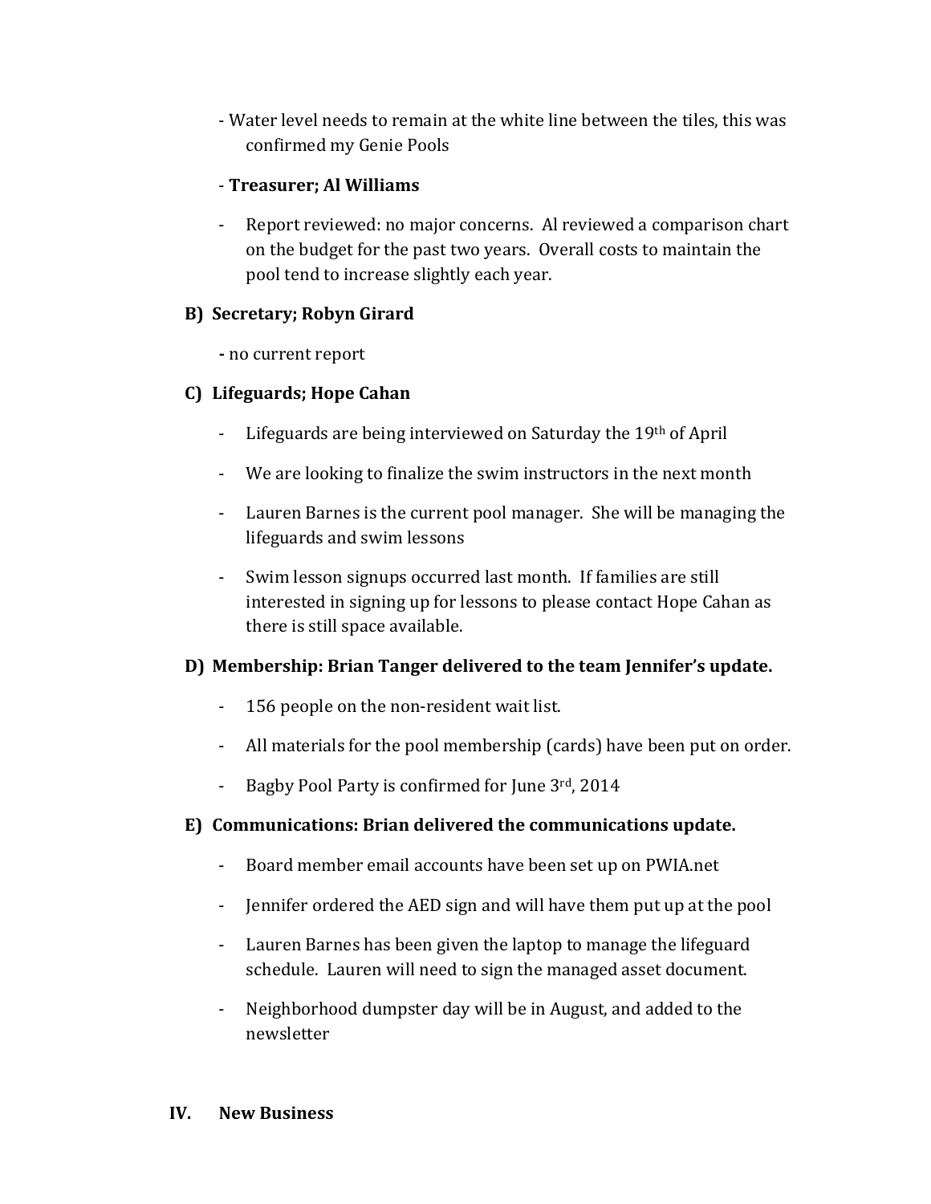- Water level needs to remain at the white line between the tiles, this was confirmed my Genie Pools

- **Treasurer; Al Williams**

- Report reviewed: no major concerns. Al reviewed a comparison chart on the budget for the past two years. Overall costs to maintain the pool tend to increase slightly each year.

**B) Secretary; Robyn Girard**

**-** no current report

**C) Lifeguards; Hope Cahan**

- Lifeguards are being interviewed on Saturday the 19th of April
- We are looking to finalize the swim instructors in the next month
- Lauren Barnes is the current pool manager. She will be managing the lifeguards and swim lessons
- Swim lesson signups occurred last month. If families are still interested in signing up for lessons to please contact Hope Cahan as there is still space available.

**D) Membership: Brian Tanger delivered to the team Jennifer's update.**

- 156 people on the non-resident wait list.
- All materials for the pool membership (cards) have been put on order.
- Bagby Pool Party is confirmed for June 3rd, 2014

**E) Communications: Brian delivered the communications update.**

- Board member email accounts have been set up on PWIA.net
- Jennifer ordered the AED sign and will have them put up at the pool
- Lauren Barnes has been given the laptop to manage the lifeguard schedule. Lauren will need to sign the managed asset document.
- Neighborhood dumpster day will be in August, and added to the newsletter

## IV. New Business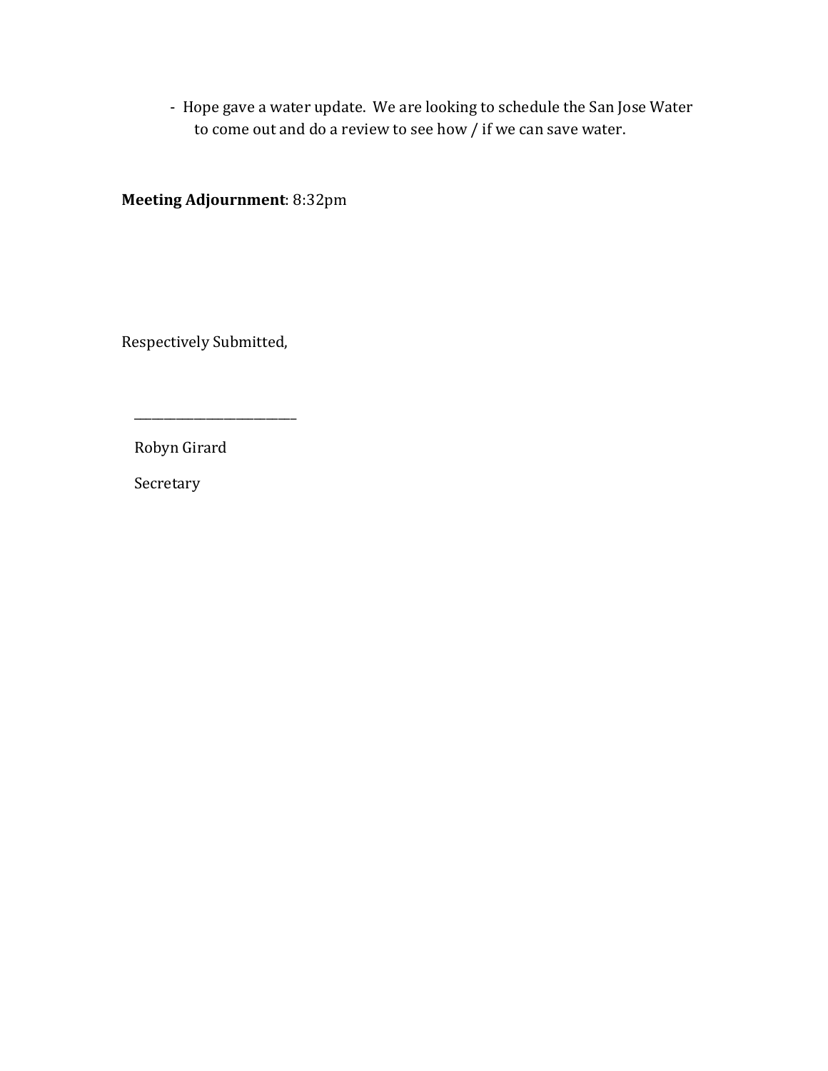- Hope gave a water update.  We are looking to schedule the San Jose Water to come out and do a review to see how / if we can save water.

**Meeting Adjournment**: 8:32pm

Respectively Submitted,

_________________________

Robyn Girard

Secretary